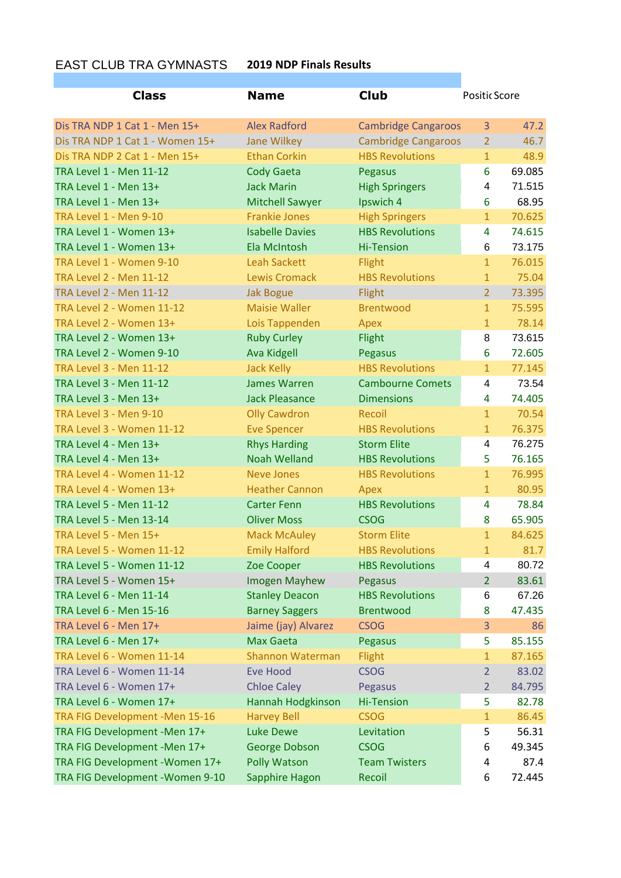EAST CLUB TRA GYMNASTS **2019 NDP Finals Results**

| Class | Name | Club | Positic | Score |
|---|---|---|---|---|
| Dis TRA NDP 1 Cat 1 - Men 15+ | Alex Radford | Cambridge Cangaroos | 3 | 47.2 |
| Dis TRA NDP 1 Cat 1 - Women 15+ | Jane Wilkey | Cambridge Cangaroos | 2 | 46.7 |
| Dis TRA NDP 2 Cat 1 - Men 15+ | Ethan Corkin | HBS Revolutions | 1 | 48.9 |
| TRA Level 1 - Men 11-12 | Cody Gaeta | Pegasus | 6 | 69.085 |
| TRA Level 1 - Men 13+ | Jack Marin | High Springers | 4 | 71.515 |
| TRA Level 1 - Men 13+ | Mitchell Sawyer | Ipswich 4 | 6 | 68.95 |
| TRA Level 1 - Men 9-10 | Frankie Jones | High Springers | 1 | 70.625 |
| TRA Level 1 - Women 13+ | Isabelle Davies | HBS Revolutions | 4 | 74.615 |
| TRA Level 1 - Women 13+ | Ela McIntosh | Hi-Tension | 6 | 73.175 |
| TRA Level 1 - Women 9-10 | Leah Sackett | Flight | 1 | 76.015 |
| TRA Level 2 - Men 11-12 | Lewis Cromack | HBS Revolutions | 1 | 75.04 |
| TRA Level 2 - Men 11-12 | Jak Bogue | Flight | 2 | 73.395 |
| TRA Level 2 - Women 11-12 | Maisie Waller | Brentwood | 1 | 75.595 |
| TRA Level 2 - Women 13+ | Lois Tappenden | Apex | 1 | 78.14 |
| TRA Level 2 - Women 13+ | Ruby Curley | Flight | 8 | 73.615 |
| TRA Level 2 - Women 9-10 | Ava Kidgell | Pegasus | 6 | 72.605 |
| TRA Level 3 - Men 11-12 | Jack Kelly | HBS Revolutions | 1 | 77.145 |
| TRA Level 3 - Men 11-12 | James Warren | Cambourne Comets | 4 | 73.54 |
| TRA Level 3 - Men 13+ | Jack Pleasance | Dimensions | 4 | 74.405 |
| TRA Level 3 - Men 9-10 | Olly Cawdron | Recoil | 1 | 70.54 |
| TRA Level 3 - Women 11-12 | Eve Spencer | HBS Revolutions | 1 | 76.375 |
| TRA Level 4 - Men 13+ | Rhys Harding | Storm Elite | 4 | 76.275 |
| TRA Level 4 - Men 13+ | Noah Welland | HBS Revolutions | 5 | 76.165 |
| TRA Level 4 - Women 11-12 | Neve Jones | HBS Revolutions | 1 | 76.995 |
| TRA Level 4 - Women 13+ | Heather Cannon | Apex | 1 | 80.95 |
| TRA Level 5 - Men 11-12 | Carter Fenn | HBS Revolutions | 4 | 78.84 |
| TRA Level 5 - Men 13-14 | Oliver Moss | CSOG | 8 | 65.905 |
| TRA Level 5 - Men 15+ | Mack McAuley | Storm Elite | 1 | 84.625 |
| TRA Level 5 - Women 11-12 | Emily Halford | HBS Revolutions | 1 | 81.7 |
| TRA Level 5 - Women 11-12 | Zoe Cooper | HBS Revolutions | 4 | 80.72 |
| TRA Level 5 - Women 15+ | Imogen Mayhew | Pegasus | 2 | 83.61 |
| TRA Level 6 - Men 11-14 | Stanley Deacon | HBS Revolutions | 6 | 67.26 |
| TRA Level 6 - Men 15-16 | Barney Saggers | Brentwood | 8 | 47.435 |
| TRA Level 6 - Men 17+ | Jaime (jay) Alvarez | CSOG | 3 | 86 |
| TRA Level 6 - Men 17+ | Max Gaeta | Pegasus | 5 | 85.155 |
| TRA Level 6 - Women 11-14 | Shannon Waterman | Flight | 1 | 87.165 |
| TRA Level 6 - Women 11-14 | Eve Hood | CSOG | 2 | 83.02 |
| TRA Level 6 - Women 17+ | Chloe Caley | Pegasus | 2 | 84.795 |
| TRA Level 6 - Women 17+ | Hannah Hodgkinson | Hi-Tension | 5 | 82.78 |
| TRA FIG Development -Men 15-16 | Harvey Bell | CSOG | 1 | 86.45 |
| TRA FIG Development -Men 17+ | Luke Dewe | Levitation | 5 | 56.31 |
| TRA FIG Development -Men 17+ | George Dobson | CSOG | 6 | 49.345 |
| TRA FIG Development -Women 17+ | Polly Watson | Team Twisters | 4 | 87.4 |
| TRA FIG Development -Women 9-10 | Sapphire Hagon | Recoil | 6 | 72.445 |